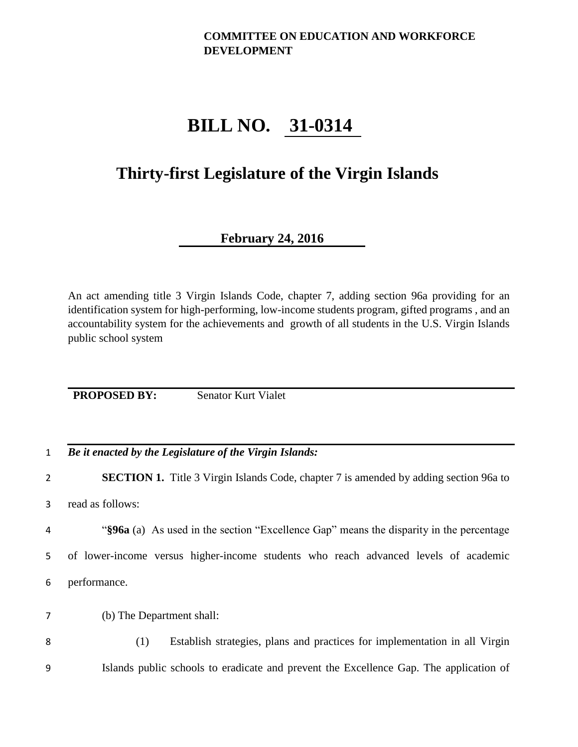**COMMITTEE ON EDUCATION AND WORKFORCE DEVELOPMENT**

# BILL NO. 31-0314

## Thirty-first Legislature of the Virgin Islands

**February 24, 2016**

An act amending title 3 Virgin Islands Code, chapter 7, adding section 96a providing for an identification system for high-performing, low-income students program, gifted programs , and an accountability system for the achievements and growth of all students in the U.S. Virgin Islands public school system

**PROPOSED BY:** Senator Kurt Vialet

1 ***Be it enacted by the Legislature of the Virgin Islands:***

2 **SECTION 1.** Title 3 Virgin Islands Code, chapter 7 is amended by adding section 96a to

3 read as follows:

4 "**§96a** (a) As used in the section "Excellence Gap" means the disparity in the percentage

5 of lower-income versus higher-income students who reach advanced levels of academic

6 performance.

7 (b) The Department shall:

8 (1) Establish strategies, plans and practices for implementation in all Virgin

9 Islands public schools to eradicate and prevent the Excellence Gap. The application of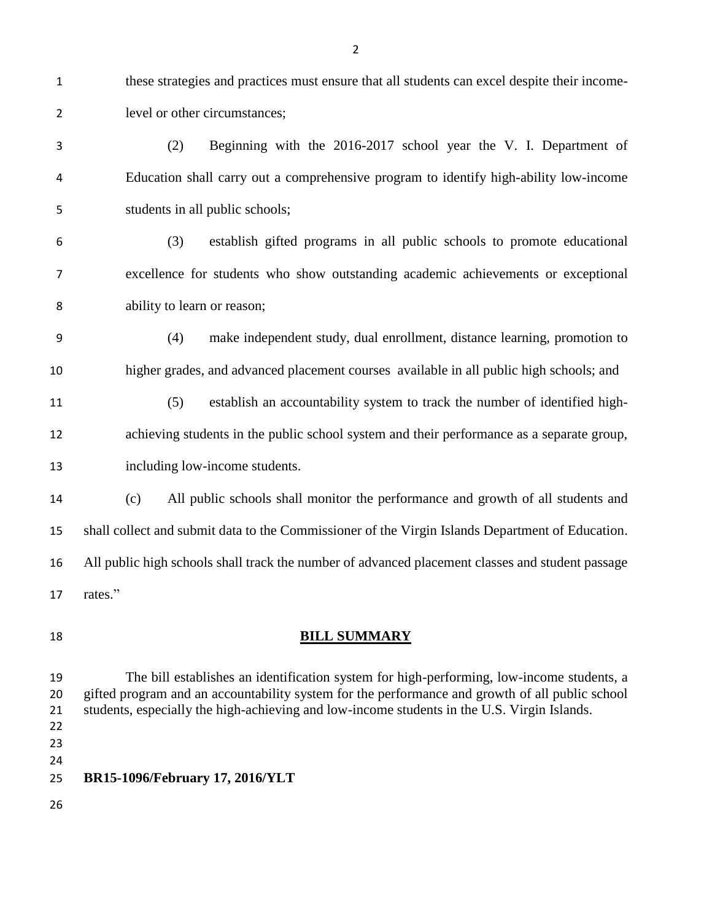these strategies and practices must ensure that all students can excel despite their income-level or other circumstances;

(2) Beginning with the 2016-2017 school year the V. I. Department of Education shall carry out a comprehensive program to identify high-ability low-income students in all public schools;

(3) establish gifted programs in all public schools to promote educational excellence for students who show outstanding academic achievements or exceptional ability to learn or reason;

(4) make independent study, dual enrollment, distance learning, promotion to higher grades, and advanced placement courses available in all public high schools; and

(5) establish an accountability system to track the number of identified high-achieving students in the public school system and their performance as a separate group, including low-income students.

(c) All public schools shall monitor the performance and growth of all students and shall collect and submit data to the Commissioner of the Virgin Islands Department of Education. All public high schools shall track the number of advanced placement classes and student passage rates."

## BILL SUMMARY

The bill establishes an identification system for high-performing, low-income students, a gifted program and an accountability system for the performance and growth of all public school students, especially the high-achieving and low-income students in the U.S. Virgin Islands.

**BR15-1096/February 17, 2016/YLT**